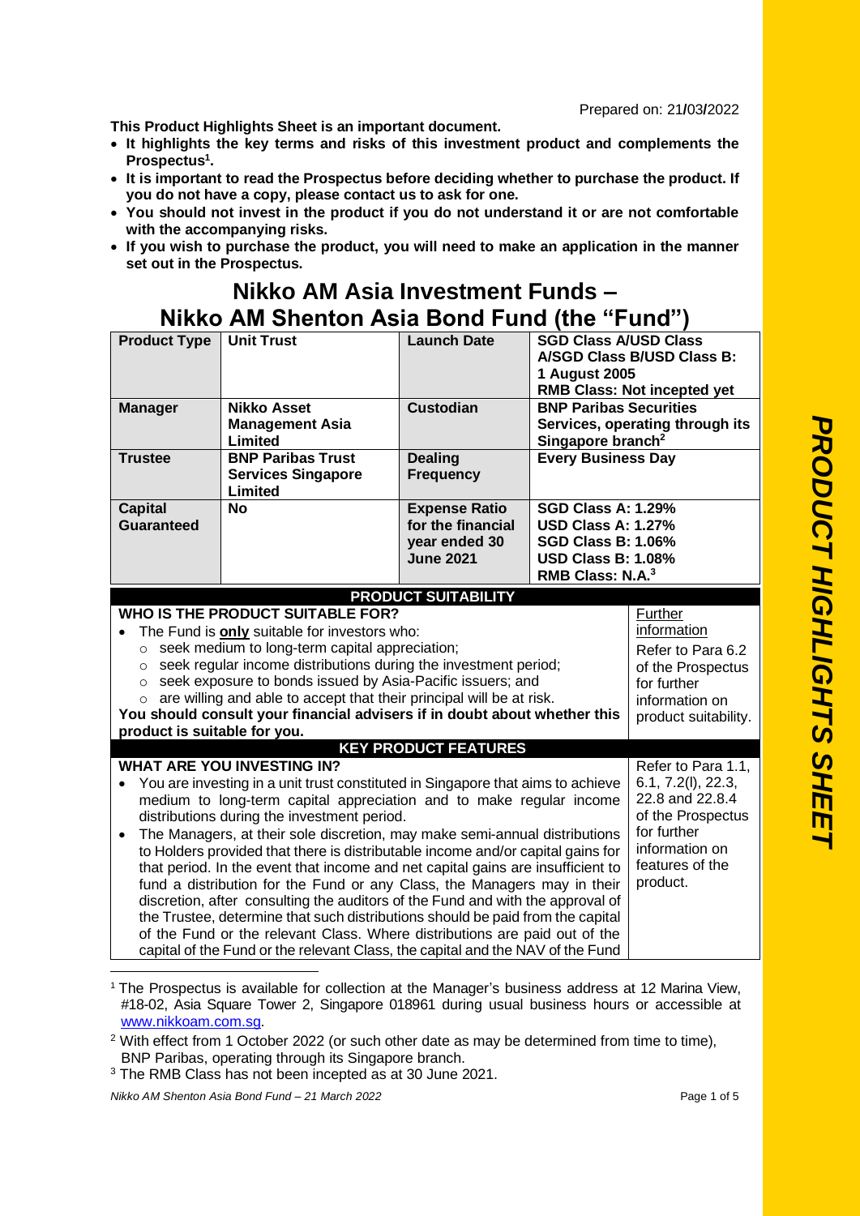Prepared on: 21/03/2022

**This Product Highlights Sheet is an important document.**

- **It highlights the key terms and risks of this investment product and complements the Prospectus[1].**
- **It is important to read the Prospectus before deciding whether to purchase the product. If you do not have a copy, please contact us to ask for one.**
- **You should not invest in the product if you do not understand it or are not comfortable with the accompanying risks.**
- **If you wish to purchase the product, you will need to make an application in the manner set out in the Prospectus.**

# Nikko AM Asia Investment Funds – Nikko AM Shenton Asia Bond Fund (the "Fund")

| **Product Type** | **Unit Trust** | **Launch Date** | **SGD Class A/USD Class A/SGD Class B/USD Class B: 1 August 2005**<br>**RMB Class: Not incepted yet** |
|---|---|---|---|
| **Manager** | **Nikko Asset Management Asia Limited** | **Custodian** | **BNP Paribas Securities Services, operating through its Singapore branch[2]** |
| **Trustee** | **BNP Paribas Trust Services Singapore Limited** | **Dealing Frequency** | **Every Business Day** |
| **Capital Guaranteed** | **No** | **Expense Ratio for the financial year ended 30 June 2021** | **SGD Class A: 1.29%**<br>**USD Class A: 1.27%**<br>**SGD Class B: 1.06%**<br>**USD Class B: 1.08%**<br>**RMB Class: N.A.[3]** |

## PRODUCT SUITABILITY

| | |
|---|---|
| **WHO IS THE PRODUCT SUITABLE FOR?**<br>• The Fund is **only** suitable for investors who:<br>  ○ seek medium to long-term capital appreciation;<br>  ○ seek regular income distributions during the investment period;<br>  ○ seek exposure to bonds issued by Asia-Pacific issuers; and<br>  ○ are willing and able to accept that their principal will be at risk.<br>**You should consult your financial advisers if in doubt about whether this product is suitable for you.** | Further information<br>Refer to Para 6.2 of the Prospectus for further information on product suitability. |

## KEY PRODUCT FEATURES

| | |
|---|---|
| **WHAT ARE YOU INVESTING IN?**<br>• You are investing in a unit trust constituted in Singapore that aims to achieve medium to long-term capital appreciation and to make regular income distributions during the investment period.<br>• The Managers, at their sole discretion, may make semi-annual distributions to Holders provided that there is distributable income and/or capital gains for that period. In the event that income and net capital gains are insufficient to fund a distribution for the Fund or any Class, the Managers may in their discretion, after consulting the auditors of the Fund and with the approval of the Trustee, determine that such distributions should be paid from the capital of the Fund or the relevant Class. Where distributions are paid out of the capital of the Fund or the relevant Class, the capital and the NAV of the Fund | Refer to Para 1.1, 6.1, 7.2(l), 22.3, 22.8 and 22.8.4 of the Prospectus for further information on features of the product. |

[1] The Prospectus is available for collection at the Manager's business address at 12 Marina View, #18-02, Asia Square Tower 2, Singapore 018961 during usual business hours or accessible at www.nikkoam.com.sg.

[2] With effect from 1 October 2022 (or such other date as may be determined from time to time), BNP Paribas, operating through its Singapore branch.

[3] The RMB Class has not been incepted as at 30 June 2021.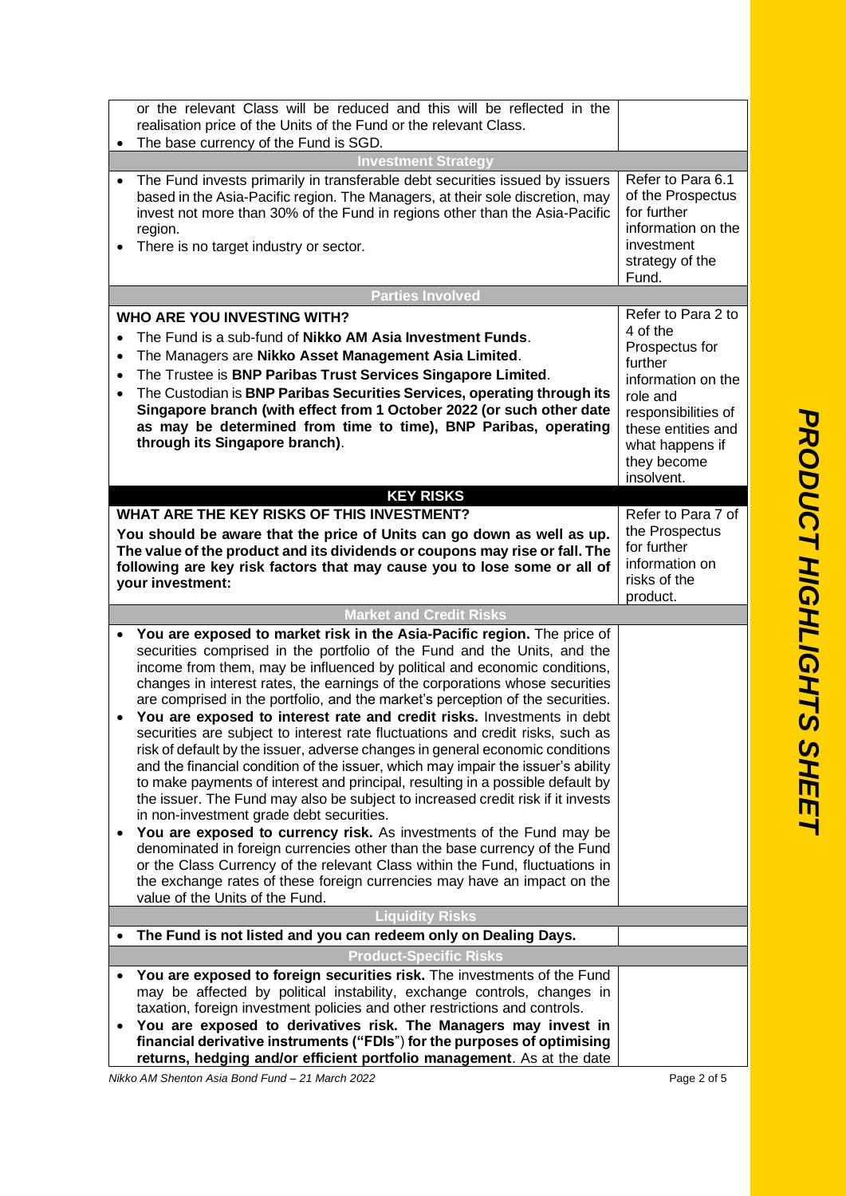| | |
|---|---|
| or the relevant Class will be reduced and this will be reflected in the realisation price of the Units of the Fund or the relevant Class.<br>• The base currency of the Fund is SGD. | |
| **Investment Strategy** | |
| • The Fund invests primarily in transferable debt securities issued by issuers based in the Asia-Pacific region. The Managers, at their sole discretion, may invest not more than 30% of the Fund in regions other than the Asia-Pacific region.<br>• There is no target industry or sector. | Refer to Para 6.1 of the Prospectus for further information on the investment strategy of the Fund. |
| **Parties Involved** | |
| **WHO ARE YOU INVESTING WITH?**<br>• The Fund is a sub-fund of **Nikko AM Asia Investment Funds**.<br>• The Managers are **Nikko Asset Management Asia Limited**.<br>• The Trustee is **BNP Paribas Trust Services Singapore Limited**.<br>• The Custodian is **BNP Paribas Securities Services, operating through its Singapore branch (with effect from 1 October 2022 (or such other date as may be determined from time to time), BNP Paribas, operating through its Singapore branch)**. | Refer to Para 2 to 4 of the Prospectus for further information on the role and responsibilities of these entities and what happens if they become insolvent. |
| **KEY RISKS** | |
| **WHAT ARE THE KEY RISKS OF THIS INVESTMENT?**<br>**You should be aware that the price of Units can go down as well as up. The value of the product and its dividends or coupons may rise or fall. The following are key risk factors that may cause you to lose some or all of your investment:** | Refer to Para 7 of the Prospectus for further information on risks of the product. |
| **Market and Credit Risks** | |
| • **You are exposed to market risk in the Asia-Pacific region.** The price of securities comprised in the portfolio of the Fund and the Units, and the income from them, may be influenced by political and economic conditions, changes in interest rates, the earnings of the corporations whose securities are comprised in the portfolio, and the market's perception of the securities.<br>• **You are exposed to interest rate and credit risks.** Investments in debt securities are subject to interest rate fluctuations and credit risks, such as risk of default by the issuer, adverse changes in general economic conditions and the financial condition of the issuer, which may impair the issuer's ability to make payments of interest and principal, resulting in a possible default by the issuer. The Fund may also be subject to increased credit risk if it invests in non-investment grade debt securities.<br>• **You are exposed to currency risk.** As investments of the Fund may be denominated in foreign currencies other than the base currency of the Fund or the Class Currency of the relevant Class within the Fund, fluctuations in the exchange rates of these foreign currencies may have an impact on the value of the Units of the Fund. | |
| **Liquidity Risks** | |
| • **The Fund is not listed and you can redeem only on Dealing Days.** | |
| **Product-Specific Risks** | |
| • **You are exposed to foreign securities risk.** The investments of the Fund may be affected by political instability, exchange controls, changes in taxation, foreign investment policies and other restrictions and controls.<br>• **You are exposed to derivatives risk. The Managers may invest in financial derivative instruments ("FDIs") for the purposes of optimising returns, hedging and/or efficient portfolio management**. As at the date | |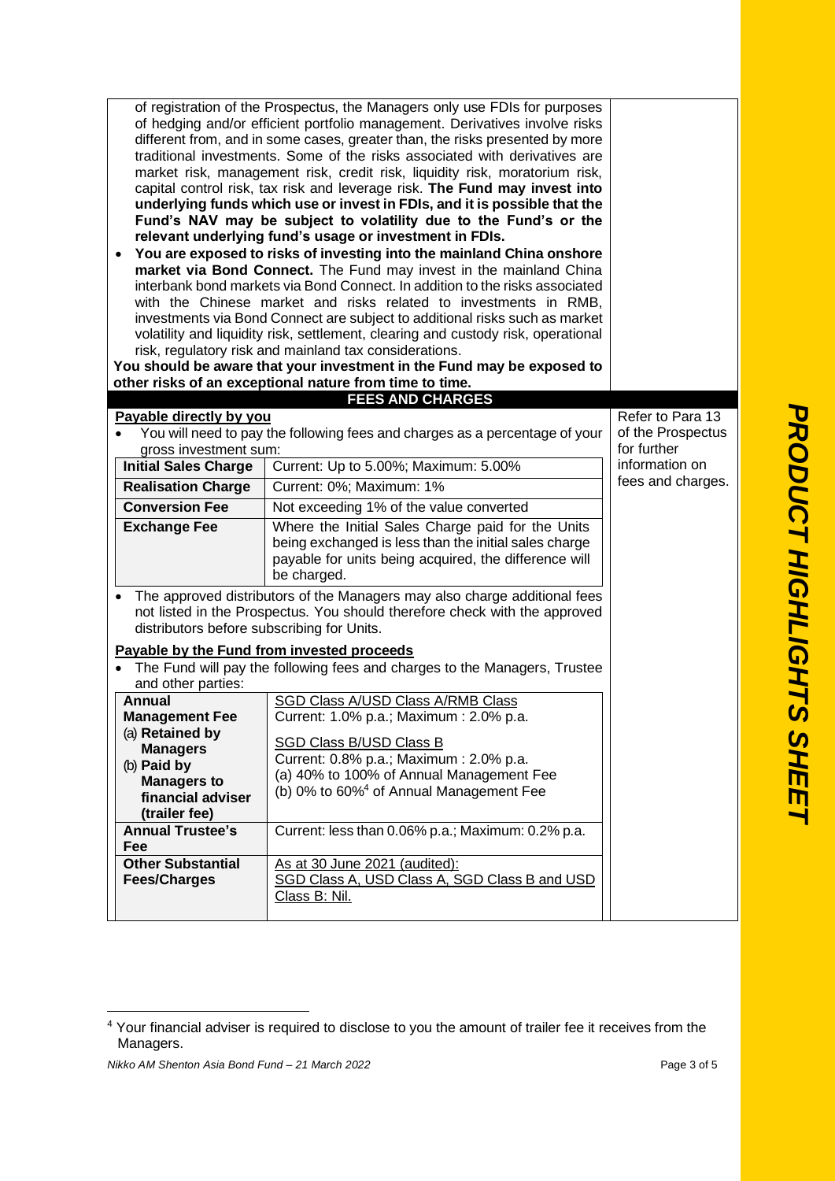of registration of the Prospectus, the Managers only use FDIs for purposes of hedging and/or efficient portfolio management. Derivatives involve risks different from, and in some cases, greater than, the risks presented by more traditional investments. Some of the risks associated with derivatives are market risk, management risk, credit risk, liquidity risk, moratorium risk, capital control risk, tax risk and leverage risk. **The Fund may invest into underlying funds which use or invest in FDIs, and it is possible that the Fund's NAV may be subject to volatility due to the Fund's or the relevant underlying fund's usage or investment in FDIs.**

- **You are exposed to risks of investing into the mainland China onshore market via Bond Connect.** The Fund may invest in the mainland China interbank bond markets via Bond Connect. In addition to the risks associated with the Chinese market and risks related to investments in RMB, investments via Bond Connect are subject to additional risks such as market volatility and liquidity risk, settlement, clearing and custody risk, operational risk, regulatory risk and mainland tax considerations.

**You should be aware that your investment in the Fund may be exposed to other risks of an exceptional nature from time to time.**

## FEES AND CHARGES

*Refer to Para 13 of the Prospectus for further information on fees and charges.*

**Payable directly by you**

- You will need to pay the following fees and charges as a percentage of your gross investment sum:

| Fee | Details |
|---|---|
| **Initial Sales Charge** | Current: Up to 5.00%; Maximum: 5.00% |
| **Realisation Charge** | Current: 0%; Maximum: 1% |
| **Conversion Fee** | Not exceeding 1% of the value converted |
| **Exchange Fee** | Where the Initial Sales Charge paid for the Units being exchanged is less than the initial sales charge payable for units being acquired, the difference will be charged. |

- The approved distributors of the Managers may also charge additional fees not listed in the Prospectus. You should therefore check with the approved distributors before subscribing for Units.

**Payable by the Fund from invested proceeds**

- The Fund will pay the following fees and charges to the Managers, Trustee and other parties:

| Fee | Details |
|---|---|
| **Annual Management Fee**<br>(a) **Retained by Managers**<br>(b) **Paid by Managers to financial adviser (trailer fee)** | SGD Class A/USD Class A/RMB Class<br>Current: 1.0% p.a.; Maximum : 2.0% p.a.<br><br>SGD Class B/USD Class B<br>Current: 0.8% p.a.; Maximum : 2.0% p.a.<br>(a) 40% to 100% of Annual Management Fee<br>(b) 0% to 60%[4] of Annual Management Fee |
| **Annual Trustee's Fee** | Current: less than 0.06% p.a.; Maximum: 0.2% p.a. |
| **Other Substantial Fees/Charges** | As at 30 June 2021 (audited):<br>SGD Class A, USD Class A, SGD Class B and USD Class B: Nil. |

[4] Your financial adviser is required to disclose to you the amount of trailer fee it receives from the Managers.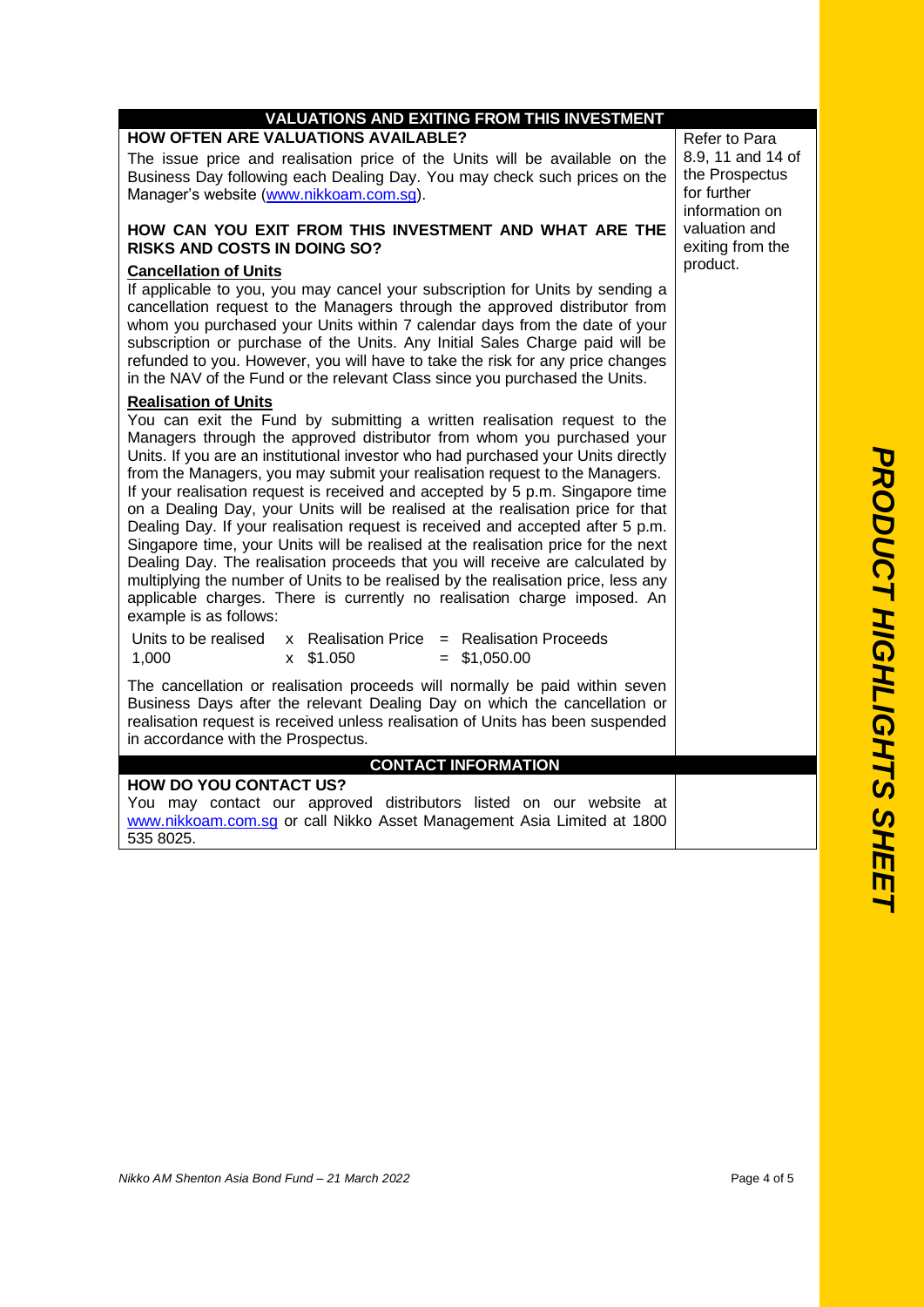## VALUATIONS AND EXITING FROM THIS INVESTMENT

### HOW OFTEN ARE VALUATIONS AVAILABLE?

The issue price and realisation price of the Units will be available on the Business Day following each Dealing Day. You may check such prices on the Manager's website (www.nikkoam.com.sg).

*Refer to Para 8.9, 11 and 14 of the Prospectus for further information on valuation and exiting from the product.*

### HOW CAN YOU EXIT FROM THIS INVESTMENT AND WHAT ARE THE RISKS AND COSTS IN DOING SO?

**Cancellation of Units**

If applicable to you, you may cancel your subscription for Units by sending a cancellation request to the Managers through the approved distributor from whom you purchased your Units within 7 calendar days from the date of your subscription or purchase of the Units. Any Initial Sales Charge paid will be refunded to you. However, you will have to take the risk for any price changes in the NAV of the Fund or the relevant Class since you purchased the Units.

**Realisation of Units**

You can exit the Fund by submitting a written realisation request to the Managers through the approved distributor from whom you purchased your Units. If you are an institutional investor who had purchased your Units directly from the Managers, you may submit your realisation request to the Managers. If your realisation request is received and accepted by 5 p.m. Singapore time on a Dealing Day, your Units will be realised at the realisation price for that Dealing Day. If your realisation request is received and accepted after 5 p.m. Singapore time, your Units will be realised at the realisation price for the next Dealing Day. The realisation proceeds that you will receive are calculated by multiplying the number of Units to be realised by the realisation price, less any applicable charges. There is currently no realisation charge imposed. An example is as follows:

| Units to be realised | x | Realisation Price | = | Realisation Proceeds |
|---|---|---|---|---|
| 1,000 | x | $1.050 | = | $1,050.00 |

The cancellation or realisation proceeds will normally be paid within seven Business Days after the relevant Dealing Day on which the cancellation or realisation request is received unless realisation of Units has been suspended in accordance with the Prospectus.

## CONTACT INFORMATION

### HOW DO YOU CONTACT US?

You may contact our approved distributors listed on our website at www.nikkoam.com.sg or call Nikko Asset Management Asia Limited at 1800 535 8025.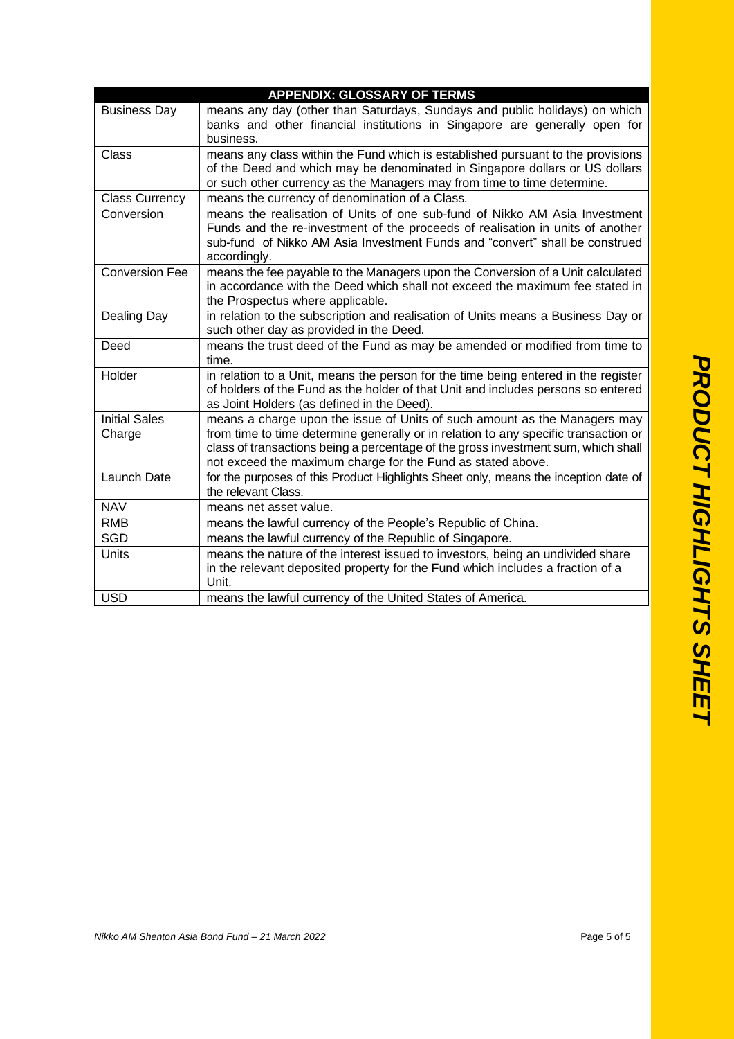| APPENDIX: GLOSSARY OF TERMS | |
|---|---|
| Business Day | means any day (other than Saturdays, Sundays and public holidays) on which banks and other financial institutions in Singapore are generally open for business. |
| Class | means any class within the Fund which is established pursuant to the provisions of the Deed and which may be denominated in Singapore dollars or US dollars or such other currency as the Managers may from time to time determine. |
| Class Currency | means the currency of denomination of a Class. |
| Conversion | means the realisation of Units of one sub-fund of Nikko AM Asia Investment Funds and the re-investment of the proceeds of realisation in units of another sub-fund of Nikko AM Asia Investment Funds and "convert" shall be construed accordingly. |
| Conversion Fee | means the fee payable to the Managers upon the Conversion of a Unit calculated in accordance with the Deed which shall not exceed the maximum fee stated in the Prospectus where applicable. |
| Dealing Day | in relation to the subscription and realisation of Units means a Business Day or such other day as provided in the Deed. |
| Deed | means the trust deed of the Fund as may be amended or modified from time to time. |
| Holder | in relation to a Unit, means the person for the time being entered in the register of holders of the Fund as the holder of that Unit and includes persons so entered as Joint Holders (as defined in the Deed). |
| Initial Sales Charge | means a charge upon the issue of Units of such amount as the Managers may from time to time determine generally or in relation to any specific transaction or class of transactions being a percentage of the gross investment sum, which shall not exceed the maximum charge for the Fund as stated above. |
| Launch Date | for the purposes of this Product Highlights Sheet only, means the inception date of the relevant Class. |
| NAV | means net asset value. |
| RMB | means the lawful currency of the People's Republic of China. |
| SGD | means the lawful currency of the Republic of Singapore. |
| Units | means the nature of the interest issued to investors, being an undivided share in the relevant deposited property for the Fund which includes a fraction of a Unit. |
| USD | means the lawful currency of the United States of America. |